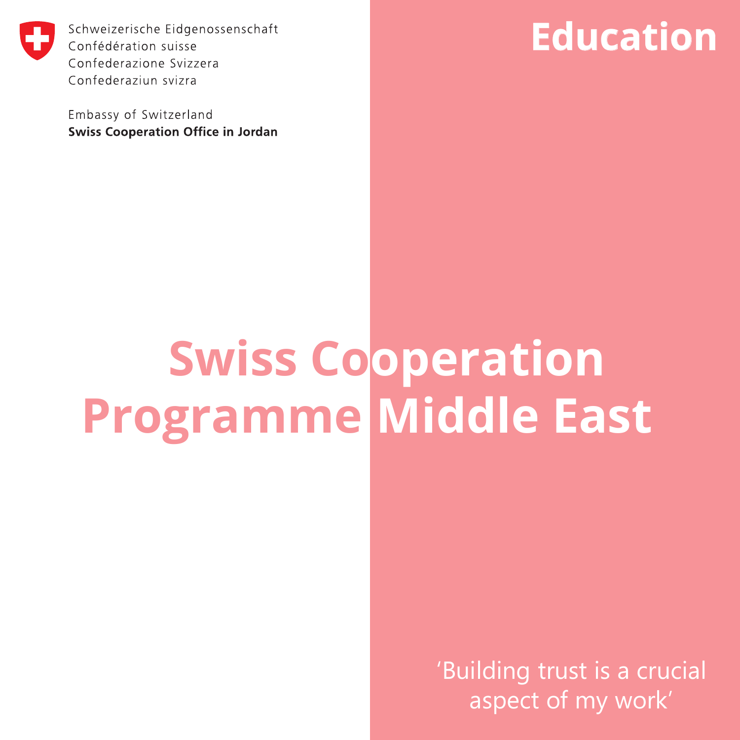Schweizerische Eidgenossenschaft
Confédération suisse
Confederazione Svizzera
Confederaziun svizra

Embassy of Switzerland
**Swiss Cooperation Office in Jordan**

**Education**

# Swiss Cooperation Programme Middle East

‘Building trust is a crucial aspect of my work’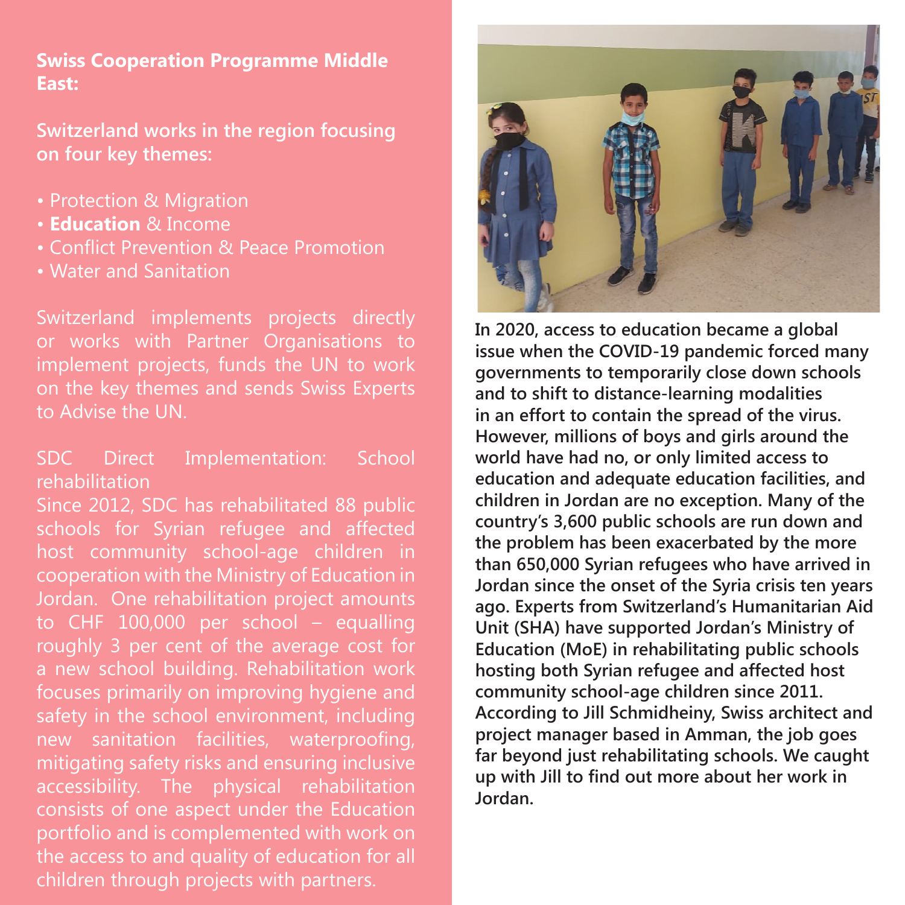**Swiss Cooperation Programme Middle East:**

**Switzerland works in the region focusing on four key themes:**

- Protection & Migration
- **Education** & Income
- Conflict Prevention & Peace Promotion
- Water and Sanitation

Switzerland implements projects directly or works with Partner Organisations to implement projects, funds the UN to work on the key themes and sends Swiss Experts to Advise the UN.

SDC Direct Implementation: School rehabilitation

Since 2012, SDC has rehabilitated 88 public schools for Syrian refugee and affected host community school-age children in cooperation with the Ministry of Education in Jordan. One rehabilitation project amounts to CHF 100,000 per school – equalling roughly 3 per cent of the average cost for a new school building. Rehabilitation work focuses primarily on improving hygiene and safety in the school environment, including new sanitation facilities, waterproofing, mitigating safety risks and ensuring inclusive accessibility. The physical rehabilitation consists of one aspect under the Education portfolio and is complemented with work on the access to and quality of education for all children through projects with partners.

**In 2020, access to education became a global issue when the COVID-19 pandemic forced many governments to temporarily close down schools and to shift to distance-learning modalities in an effort to contain the spread of the virus. However, millions of boys and girls around the world have had no, or only limited access to education and adequate education facilities, and children in Jordan are no exception. Many of the country's 3,600 public schools are run down and the problem has been exacerbated by the more than 650,000 Syrian refugees who have arrived in Jordan since the onset of the Syria crisis ten years ago. Experts from Switzerland's Humanitarian Aid Unit (SHA) have supported Jordan's Ministry of Education (MoE) in rehabilitating public schools hosting both Syrian refugee and affected host community school-age children since 2011. According to Jill Schmidheiny, Swiss architect and project manager based in Amman, the job goes far beyond just rehabilitating schools. We caught up with Jill to find out more about her work in Jordan.**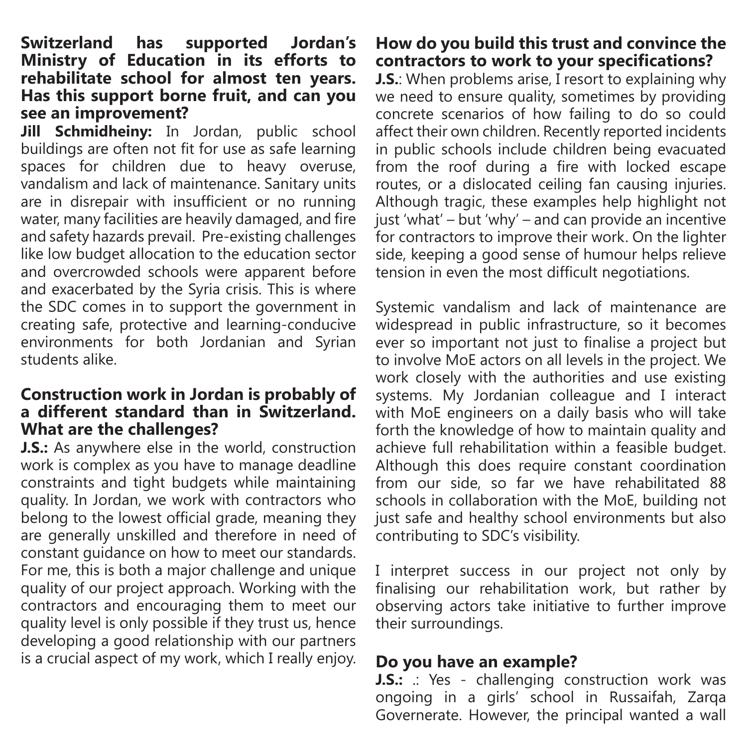**Switzerland has supported Jordan's Ministry of Education in its efforts to rehabilitate school for almost ten years. Has this support borne fruit, and can you see an improvement?**

**Jill Schmidheiny:** In Jordan, public school buildings are often not fit for use as safe learning spaces for children due to heavy overuse, vandalism and lack of maintenance. Sanitary units are in disrepair with insufficient or no running water, many facilities are heavily damaged, and fire and safety hazards prevail. Pre-existing challenges like low budget allocation to the education sector and overcrowded schools were apparent before and exacerbated by the Syria crisis. This is where the SDC comes in to support the government in creating safe, protective and learning-conducive environments for both Jordanian and Syrian students alike.

**Construction work in Jordan is probably of a different standard than in Switzerland. What are the challenges?**

**J.S.:** As anywhere else in the world, construction work is complex as you have to manage deadline constraints and tight budgets while maintaining quality. In Jordan, we work with contractors who belong to the lowest official grade, meaning they are generally unskilled and therefore in need of constant guidance on how to meet our standards. For me, this is both a major challenge and unique quality of our project approach. Working with the contractors and encouraging them to meet our quality level is only possible if they trust us, hence developing a good relationship with our partners is a crucial aspect of my work, which I really enjoy.

**How do you build this trust and convince the contractors to work to your specifications?**

**J.S.**: When problems arise, I resort to explaining why we need to ensure quality, sometimes by providing concrete scenarios of how failing to do so could affect their own children. Recently reported incidents in public schools include children being evacuated from the roof during a fire with locked escape routes, or a dislocated ceiling fan causing injuries. Although tragic, these examples help highlight not just 'what' – but 'why' – and can provide an incentive for contractors to improve their work. On the lighter side, keeping a good sense of humour helps relieve tension in even the most difficult negotiations.

Systemic vandalism and lack of maintenance are widespread in public infrastructure, so it becomes ever so important not just to finalise a project but to involve MoE actors on all levels in the project. We work closely with the authorities and use existing systems. My Jordanian colleague and I interact with MoE engineers on a daily basis who will take forth the knowledge of how to maintain quality and achieve full rehabilitation within a feasible budget. Although this does require constant coordination from our side, so far we have rehabilitated 88 schools in collaboration with the MoE, building not just safe and healthy school environments but also contributing to SDC's visibility.

I interpret success in our project not only by finalising our rehabilitation work, but rather by observing actors take initiative to further improve their surroundings.

**Do you have an example?**

**J.S.:** .: Yes - challenging construction work was ongoing in a girls' school in Russaifah, Zarqa Governerate. However, the principal wanted a wall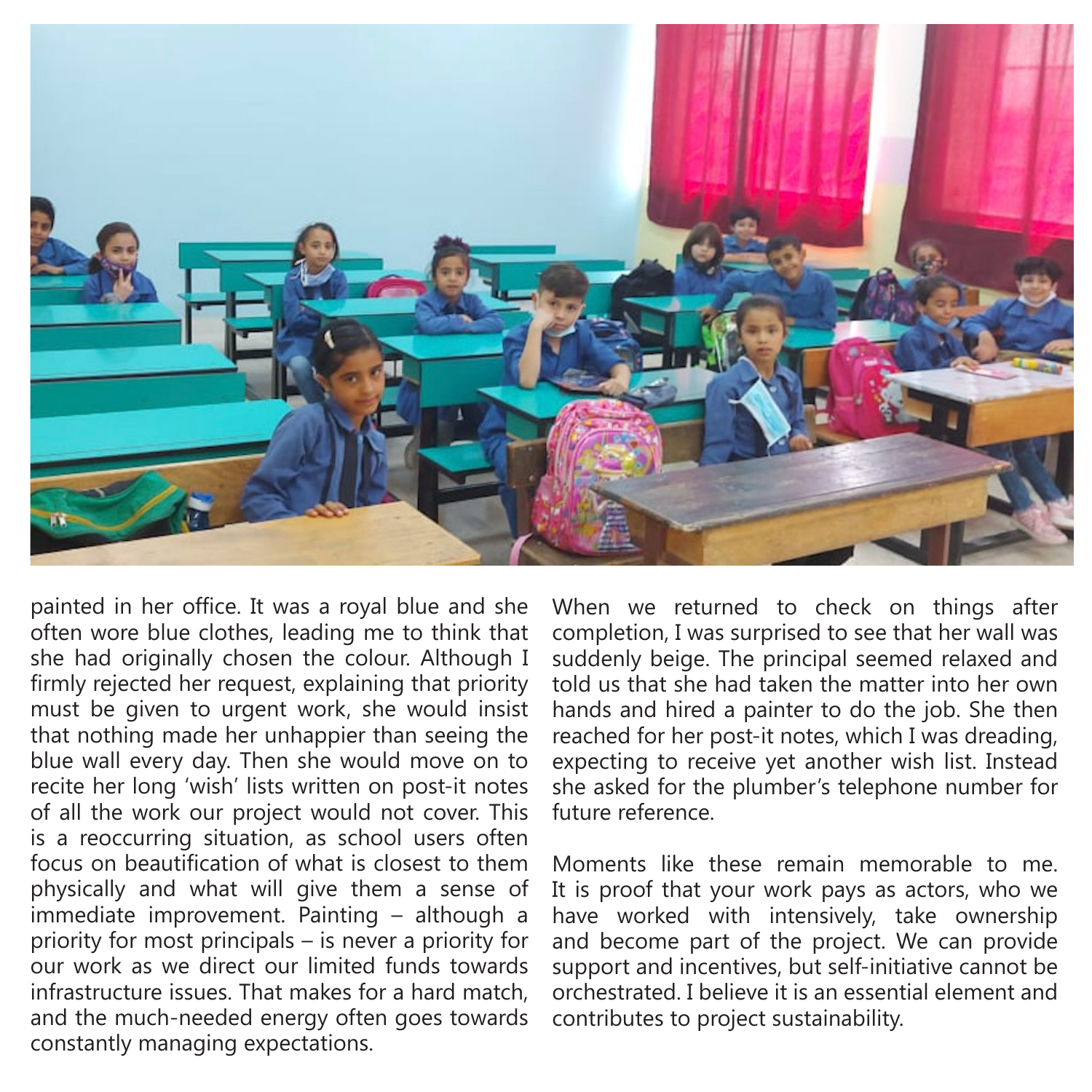painted in her office. It was a royal blue and she often wore blue clothes, leading me to think that she had originally chosen the colour. Although I firmly rejected her request, explaining that priority must be given to urgent work, she would insist that nothing made her unhappier than seeing the blue wall every day. Then she would move on to recite her long 'wish' lists written on post-it notes of all the work our project would not cover. This is a reoccurring situation, as school users often focus on beautification of what is closest to them physically and what will give them a sense of immediate improvement. Painting – although a priority for most principals – is never a priority for our work as we direct our limited funds towards infrastructure issues. That makes for a hard match, and the much-needed energy often goes towards constantly managing expectations.

When we returned to check on things after completion, I was surprised to see that her wall was suddenly beige. The principal seemed relaxed and told us that she had taken the matter into her own hands and hired a painter to do the job. She then reached for her post-it notes, which I was dreading, expecting to receive yet another wish list. Instead she asked for the plumber's telephone number for future reference.

Moments like these remain memorable to me. It is proof that your work pays as actors, who we have worked with intensively, take ownership and become part of the project. We can provide support and incentives, but self-initiative cannot be orchestrated. I believe it is an essential element and contributes to project sustainability.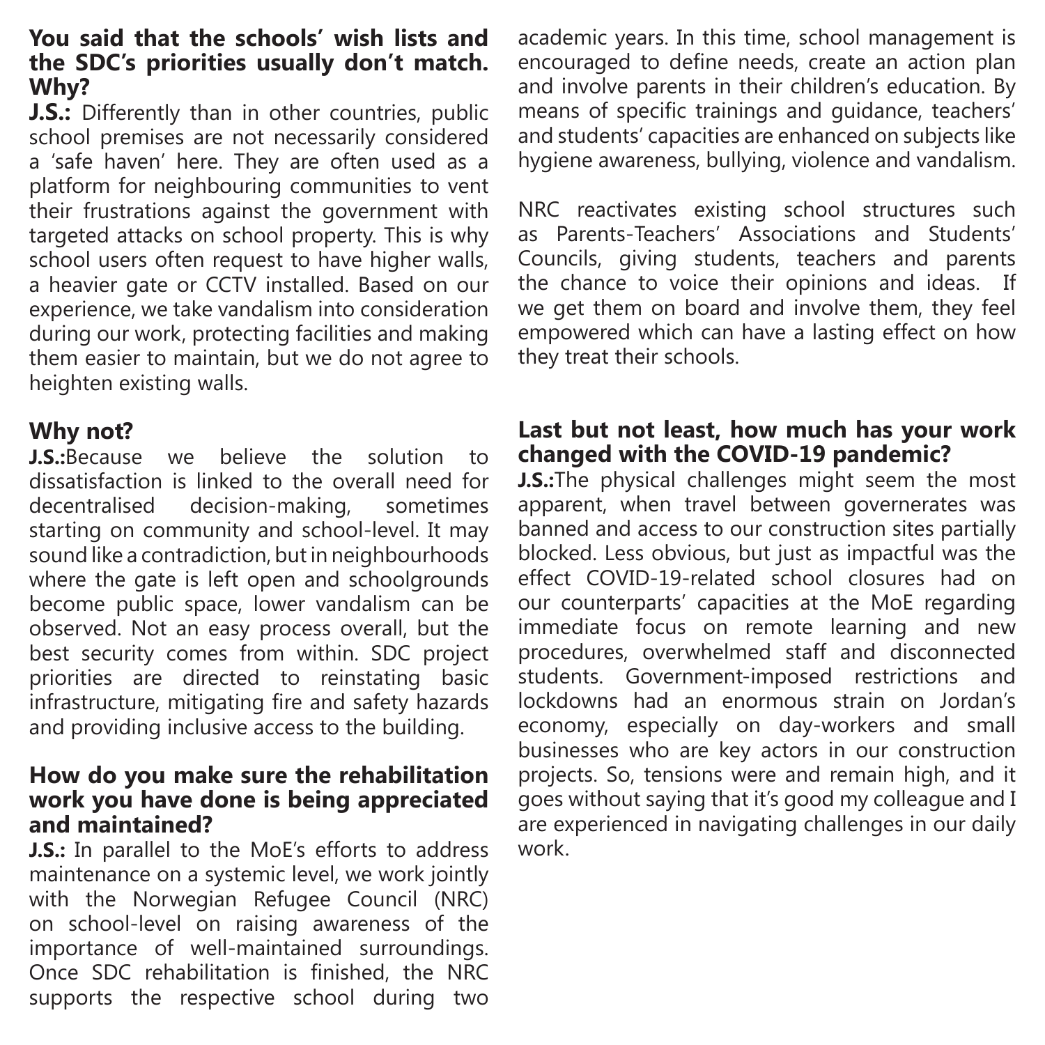### You said that the schools' wish lists and the SDC's priorities usually don't match. Why?

**J.S.:** Differently than in other countries, public school premises are not necessarily considered a 'safe haven' here. They are often used as a platform for neighbouring communities to vent their frustrations against the government with targeted attacks on school property. This is why school users often request to have higher walls, a heavier gate or CCTV installed. Based on our experience, we take vandalism into consideration during our work, protecting facilities and making them easier to maintain, but we do not agree to heighten existing walls.

### Why not?

**J.S.:**Because we believe the solution to dissatisfaction is linked to the overall need for decentralised decision-making, sometimes starting on community and school-level. It may sound like a contradiction, but in neighbourhoods where the gate is left open and schoolgrounds become public space, lower vandalism can be observed. Not an easy process overall, but the best security comes from within. SDC project priorities are directed to reinstating basic infrastructure, mitigating fire and safety hazards and providing inclusive access to the building.

### How do you make sure the rehabilitation work you have done is being appreciated and maintained?

**J.S.:** In parallel to the MoE's efforts to address maintenance on a systemic level, we work jointly with the Norwegian Refugee Council (NRC) on school-level on raising awareness of the importance of well-maintained surroundings. Once SDC rehabilitation is finished, the NRC supports the respective school during two academic years. In this time, school management is encouraged to define needs, create an action plan and involve parents in their children's education. By means of specific trainings and guidance, teachers' and students' capacities are enhanced on subjects like hygiene awareness, bullying, violence and vandalism.

NRC reactivates existing school structures such as Parents-Teachers' Associations and Students' Councils, giving students, teachers and parents the chance to voice their opinions and ideas. If we get them on board and involve them, they feel empowered which can have a lasting effect on how they treat their schools.

### Last but not least, how much has your work changed with the COVID-19 pandemic?

**J.S.:**The physical challenges might seem the most apparent, when travel between governerates was banned and access to our construction sites partially blocked. Less obvious, but just as impactful was the effect COVID-19-related school closures had on our counterparts' capacities at the MoE regarding immediate focus on remote learning and new procedures, overwhelmed staff and disconnected students. Government-imposed restrictions and lockdowns had an enormous strain on Jordan's economy, especially on day-workers and small businesses who are key actors in our construction projects. So, tensions were and remain high, and it goes without saying that it's good my colleague and I are experienced in navigating challenges in our daily work.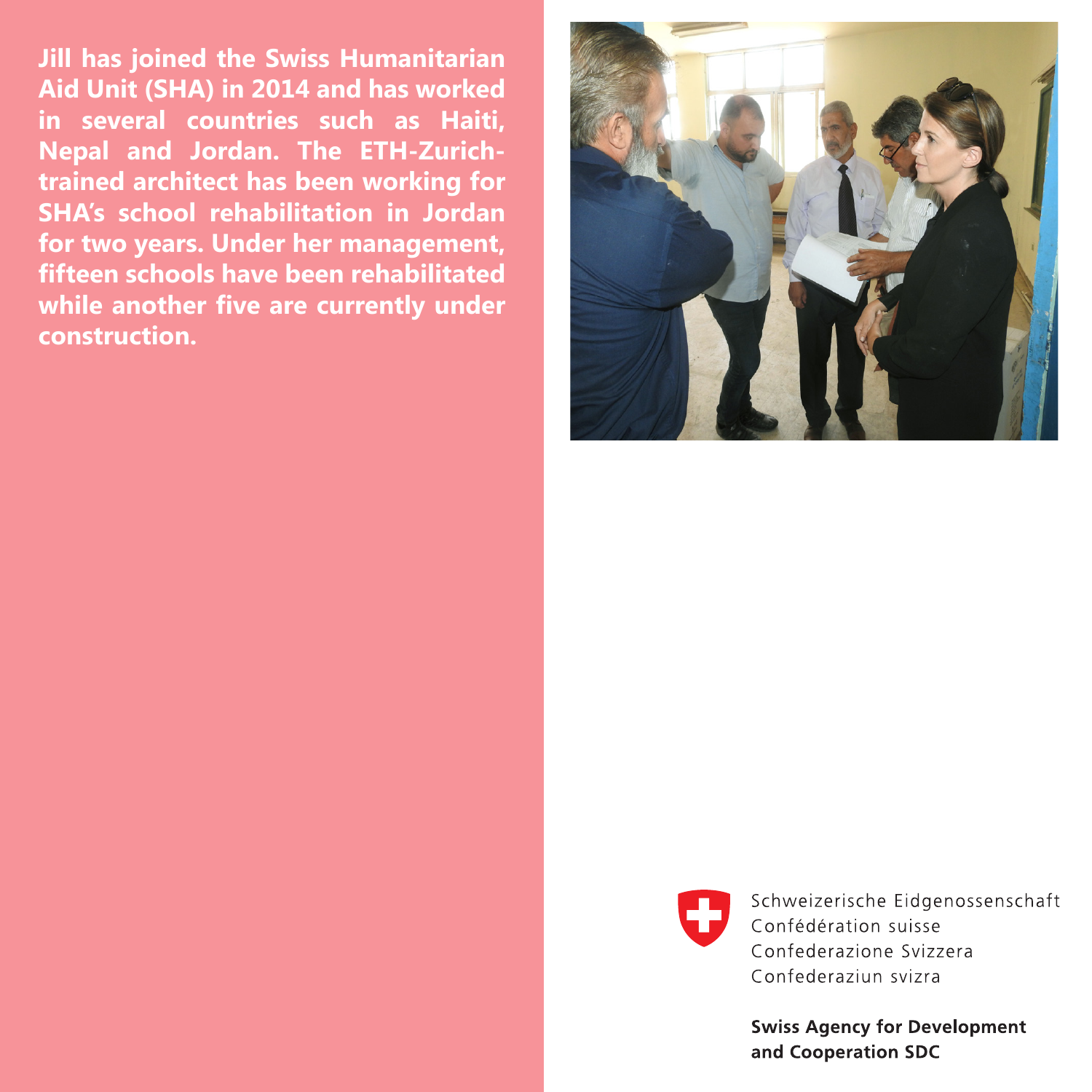**Jill has joined the Swiss Humanitarian Aid Unit (SHA) in 2014 and has worked in several countries such as Haiti, Nepal and Jordan. The ETH-Zurich-trained architect has been working for SHA's school rehabilitation in Jordan for two years. Under her management, fifteen schools have been rehabilitated while another five are currently under construction.**

Schweizerische Eidgenossenschaft
Confédération suisse
Confederazione Svizzera
Confederaziun svizra

**Swiss Agency for Development and Cooperation SDC**